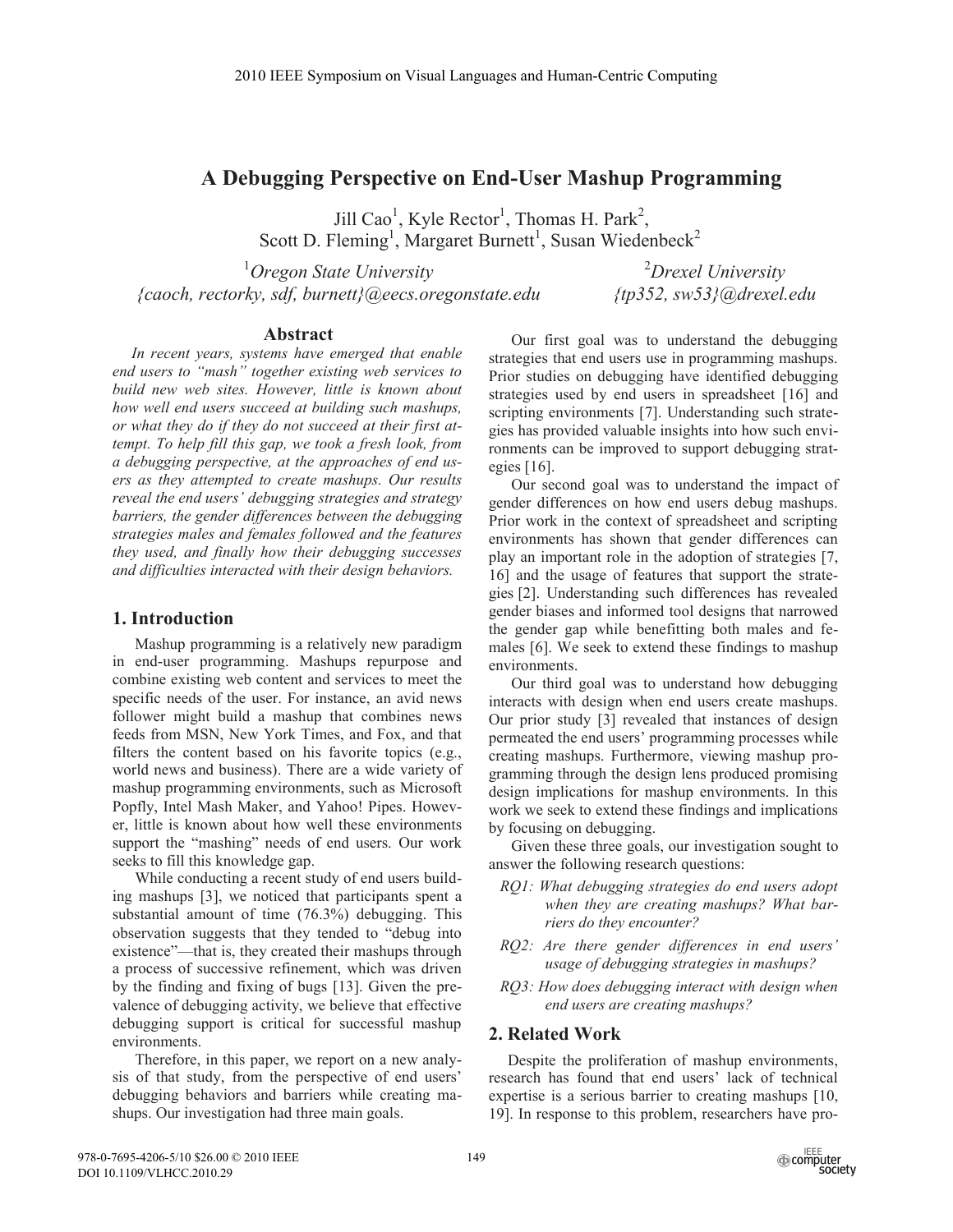# A Debugging Perspective on End-User Mashup Programming

Jill Cao[1], Kyle Rector[1], Thomas H. Park[2], Scott D. Fleming[1], Margaret Burnett[1], Susan Wiedenbeck[2]

[1]*Oregon State University*
*{caoch, rectorky, sdf, burnett}@eecs.oregonstate.edu*

[2]*Drexel University*
*{tp352, sw53}@drexel.edu*

## Abstract

*In recent years, systems have emerged that enable end users to "mash" together existing web services to build new web sites. However, little is known about how well end users succeed at building such mashups, or what they do if they do not succeed at their first attempt. To help fill this gap, we took a fresh look, from a debugging perspective, at the approaches of end users as they attempted to create mashups. Our results reveal the end users' debugging strategies and strategy barriers, the gender differences between the debugging strategies males and females followed and the features they used, and finally how their debugging successes and difficulties interacted with their design behaviors.*

## 1. Introduction

Mashup programming is a relatively new paradigm in end-user programming. Mashups repurpose and combine existing web content and services to meet the specific needs of the user. For instance, an avid news follower might build a mashup that combines news feeds from MSN, New York Times, and Fox, and that filters the content based on his favorite topics (e.g., world news and business). There are a wide variety of mashup programming environments, such as Microsoft Popfly, Intel Mash Maker, and Yahoo! Pipes. However, little is known about how well these environments support the "mashing" needs of end users. Our work seeks to fill this knowledge gap.

While conducting a recent study of end users building mashups [3], we noticed that participants spent a substantial amount of time (76.3%) debugging. This observation suggests that they tended to "debug into existence"—that is, they created their mashups through a process of successive refinement, which was driven by the finding and fixing of bugs [13]. Given the prevalence of debugging activity, we believe that effective debugging support is critical for successful mashup environments.

Therefore, in this paper, we report on a new analysis of that study, from the perspective of end users' debugging behaviors and barriers while creating mashups. Our investigation had three main goals.

Our first goal was to understand the debugging strategies that end users use in programming mashups. Prior studies on debugging have identified debugging strategies used by end users in spreadsheet [16] and scripting environments [7]. Understanding such strategies has provided valuable insights into how such environments can be improved to support debugging strategies [16].

Our second goal was to understand the impact of gender differences on how end users debug mashups. Prior work in the context of spreadsheet and scripting environments has shown that gender differences can play an important role in the adoption of strategies [7, 16] and the usage of features that support the strategies [2]. Understanding such differences has revealed gender biases and informed tool designs that narrowed the gender gap while benefitting both males and females [6]. We seek to extend these findings to mashup environments.

Our third goal was to understand how debugging interacts with design when end users create mashups. Our prior study [3] revealed that instances of design permeated the end users' programming processes while creating mashups. Furthermore, viewing mashup programming through the design lens produced promising design implications for mashup environments. In this work we seek to extend these findings and implications by focusing on debugging.

Given these three goals, our investigation sought to answer the following research questions:

- *RQ1: What debugging strategies do end users adopt when they are creating mashups? What barriers do they encounter?*
- *RQ2: Are there gender differences in end users' usage of debugging strategies in mashups?*
- *RQ3: How does debugging interact with design when end users are creating mashups?*

## 2. Related Work

Despite the proliferation of mashup environments, research has found that end users' lack of technical expertise is a serious barrier to creating mashups [10, 19]. In response to this problem, researchers have pro-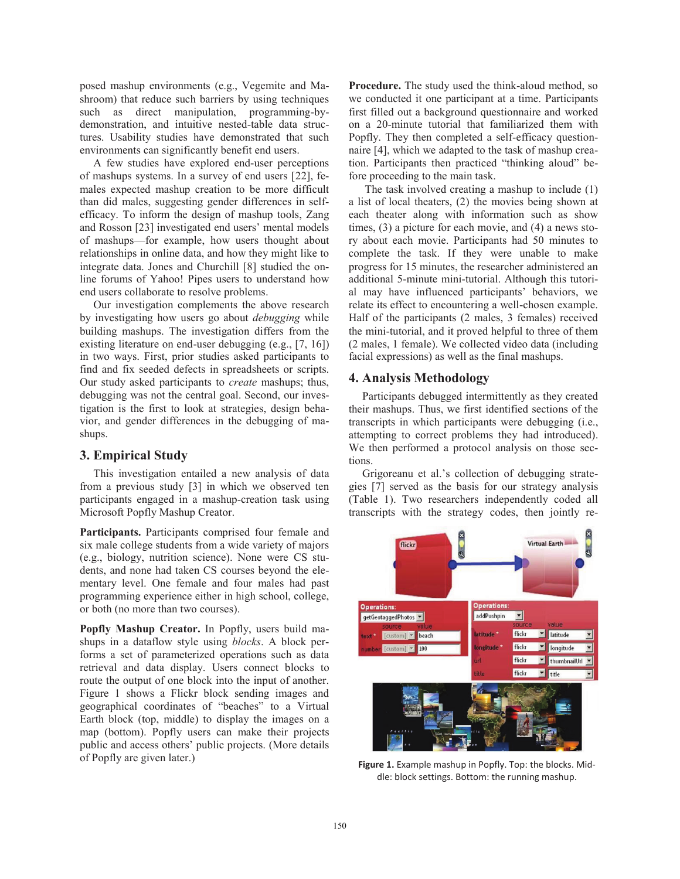posed mashup environments (e.g., Vegemite and Mashroom) that reduce such barriers by using techniques such as direct manipulation, programming-by-demonstration, and intuitive nested-table data structures. Usability studies have demonstrated that such environments can significantly benefit end users.

A few studies have explored end-user perceptions of mashups systems. In a survey of end users [22], females expected mashup creation to be more difficult than did males, suggesting gender differences in self-efficacy. To inform the design of mashup tools, Zang and Rosson [23] investigated end users' mental models of mashups—for example, how users thought about relationships in online data, and how they might like to integrate data. Jones and Churchill [8] studied the online forums of Yahoo! Pipes users to understand how end users collaborate to resolve problems.

Our investigation complements the above research by investigating how users go about *debugging* while building mashups. The investigation differs from the existing literature on end-user debugging (e.g., [7, 16]) in two ways. First, prior studies asked participants to find and fix seeded defects in spreadsheets or scripts. Our study asked participants to *create* mashups; thus, debugging was not the central goal. Second, our investigation is the first to look at strategies, design behavior, and gender differences in the debugging of mashups.

## 3. Empirical Study

This investigation entailed a new analysis of data from a previous study [3] in which we observed ten participants engaged in a mashup-creation task using Microsoft Popfly Mashup Creator.

**Participants.** Participants comprised four female and six male college students from a wide variety of majors (e.g., biology, nutrition science). None were CS students, and none had taken CS courses beyond the elementary level. One female and four males had past programming experience either in high school, college, or both (no more than two courses).

**Popfly Mashup Creator.** In Popfly, users build mashups in a dataflow style using *blocks*. A block performs a set of parameterized operations such as data retrieval and data display. Users connect blocks to route the output of one block into the input of another. Figure 1 shows a Flickr block sending images and geographical coordinates of "beaches" to a Virtual Earth block (top, middle) to display the images on a map (bottom). Popfly users can make their projects public and access others' public projects. (More details of Popfly are given later.)

**Procedure.** The study used the think-aloud method, so we conducted it one participant at a time. Participants first filled out a background questionnaire and worked on a 20-minute tutorial that familiarized them with Popfly. They then completed a self-efficacy questionnaire [4], which we adapted to the task of mashup creation. Participants then practiced "thinking aloud" before proceeding to the main task.

The task involved creating a mashup to include (1) a list of local theaters, (2) the movies being shown at each theater along with information such as show times, (3) a picture for each movie, and (4) a news story about each movie. Participants had 50 minutes to complete the task. If they were unable to make progress for 15 minutes, the researcher administered an additional 5-minute mini-tutorial. Although this tutorial may have influenced participants' behaviors, we relate its effect to encountering a well-chosen example. Half of the participants (2 males, 3 females) received the mini-tutorial, and it proved helpful to three of them (2 males, 1 female). We collected video data (including facial expressions) as well as the final mashups.

## 4. Analysis Methodology

Participants debugged intermittently as they created their mashups. Thus, we first identified sections of the transcripts in which participants were debugging (i.e., attempting to correct problems they had introduced). We then performed a protocol analysis on those sections.

Grigoreanu et al.'s collection of debugging strategies [7] served as the basis for our strategy analysis (Table 1). Two researchers independently coded all transcripts with the strategy codes, then jointly re-

**Figure 1.** Example mashup in Popfly. Top: the blocks. Middle: block settings. Bottom: the running mashup.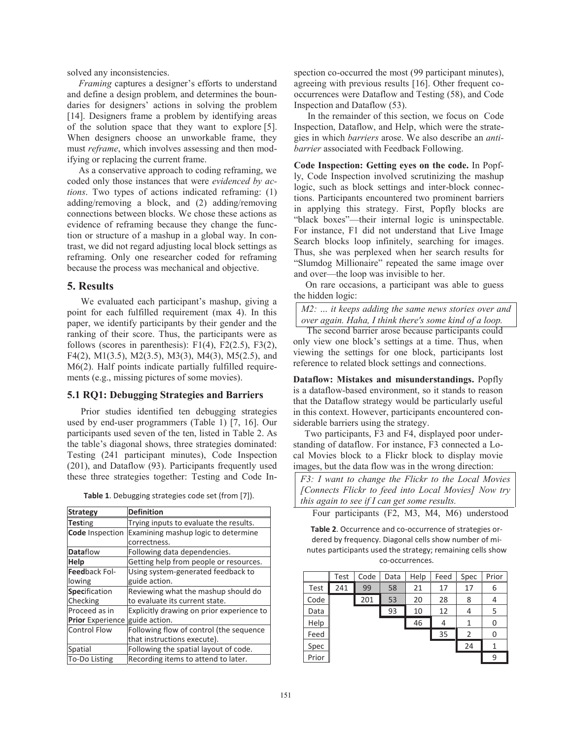solved any inconsistencies.

*Framing* captures a designer's efforts to understand and define a design problem, and determines the boundaries for designers' actions in solving the problem [14]. Designers frame a problem by identifying areas of the solution space that they want to explore [5]. When designers choose an unworkable frame, they must *reframe*, which involves assessing and then modifying or replacing the current frame.

As a conservative approach to coding reframing, we coded only those instances that were *evidenced by actions*. Two types of actions indicated reframing: (1) adding/removing a block, and (2) adding/removing connections between blocks. We chose these actions as evidence of reframing because they change the function or structure of a mashup in a global way. In contrast, we did not regard adjusting local block settings as reframing. Only one researcher coded for reframing because the process was mechanical and objective.

## 5. Results

We evaluated each participant's mashup, giving a point for each fulfilled requirement (max 4). In this paper, we identify participants by their gender and the ranking of their score. Thus, the participants were as follows (scores in parenthesis): F1(4), F2(2.5), F3(2), F4(2), M1(3.5), M2(3.5), M3(3), M4(3), M5(2.5), and M6(2). Half points indicate partially fulfilled requirements (e.g., missing pictures of some movies).

### 5.1 RQ1: Debugging Strategies and Barriers

Prior studies identified ten debugging strategies used by end-user programmers (Table 1) [7, 16]. Our participants used seven of the ten, listed in Table 2. As the table's diagonal shows, three strategies dominated: Testing (241 participant minutes), Code Inspection (201), and Dataflow (93). Participants frequently used these three strategies together: Testing and Code Inspection co-occurred the most (99 participant minutes), agreeing with previous results [16]. Other frequent co-occurrences were Dataflow and Testing (58), and Code Inspection and Dataflow (53).

**Table 1**. Debugging strategies code set (from [7]).

| Strategy | Definition |
|---|---|
| **Test**ing | Trying inputs to evaluate the results. |
| **Code** Inspection | Examining mashup logic to determine correctness. |
| **Data**flow | Following data dependencies. |
| **Help** | Getting help from people or resources. |
| **Feed**back Following | Using system-generated feedback to guide action. |
| **Spec**ification Checking | Reviewing what the mashup should do to evaluate its current state. |
| Proceed as in **Prior** Experience | Explicitly drawing on prior experience to guide action. |
| Control Flow | Following flow of control (the sequence that instructions execute). |
| Spatial | Following the spatial layout of code. |
| To-Do Listing | Recording items to attend to later. |

In the remainder of this section, we focus on Code Inspection, Dataflow, and Help, which were the strategies in which *barriers* arose. We also describe an *anti-barrier* associated with Feedback Following.

**Code Inspection: Getting eyes on the code.** In Popfly, Code Inspection involved scrutinizing the mashup logic, such as block settings and inter-block connections. Participants encountered two prominent barriers in applying this strategy. First, Popfly blocks are "black boxes"—their internal logic is uninspectable. For instance, F1 did not understand that Live Image Search blocks loop infinitely, searching for images. Thus, she was perplexed when her search results for "Slumdog Millionaire" repeated the same image over and over—the loop was invisible to her.

On rare occasions, a participant was able to guess the hidden logic:

> *M2: … it keeps adding the same news stories over and over again. Haha, I think there's some kind of a loop.*

The second barrier arose because participants could only view one block's settings at a time. Thus, when viewing the settings for one block, participants lost reference to related block settings and connections.

**Dataflow: Mistakes and misunderstandings.** Popfly is a dataflow-based environment, so it stands to reason that the Dataflow strategy would be particularly useful in this context. However, participants encountered considerable barriers using the strategy.

Two participants, F3 and F4, displayed poor understanding of dataflow. For instance, F3 connected a Local Movies block to a Flickr block to display movie images, but the data flow was in the wrong direction:

> *F3: I want to change the Flickr to the Local Movies [Connects Flickr to feed into Local Movies] Now try this again to see if I can get some results.*

Four participants (F2, M3, M4, M6) understood

**Table 2**. Occurrence and co-occurrence of strategies ordered by frequency. Diagonal cells show number of minutes participants used the strategy; remaining cells show co-occurrences.

| | Test | Code | Data | Help | Feed | Spec | Prior |
|---|---|---|---|---|---|---|---|
| Test | 241 | 99 | 58 | 21 | 17 | 17 | 6 |
| Code | | 201 | 53 | 20 | 28 | 8 | 4 |
| Data | | | 93 | 10 | 12 | 4 | 5 |
| Help | | | | 46 | 4 | 1 | 0 |
| Feed | | | | | 35 | 2 | 0 |
| Spec | | | | | | 24 | 1 |
| Prior | | | | | | | 9 |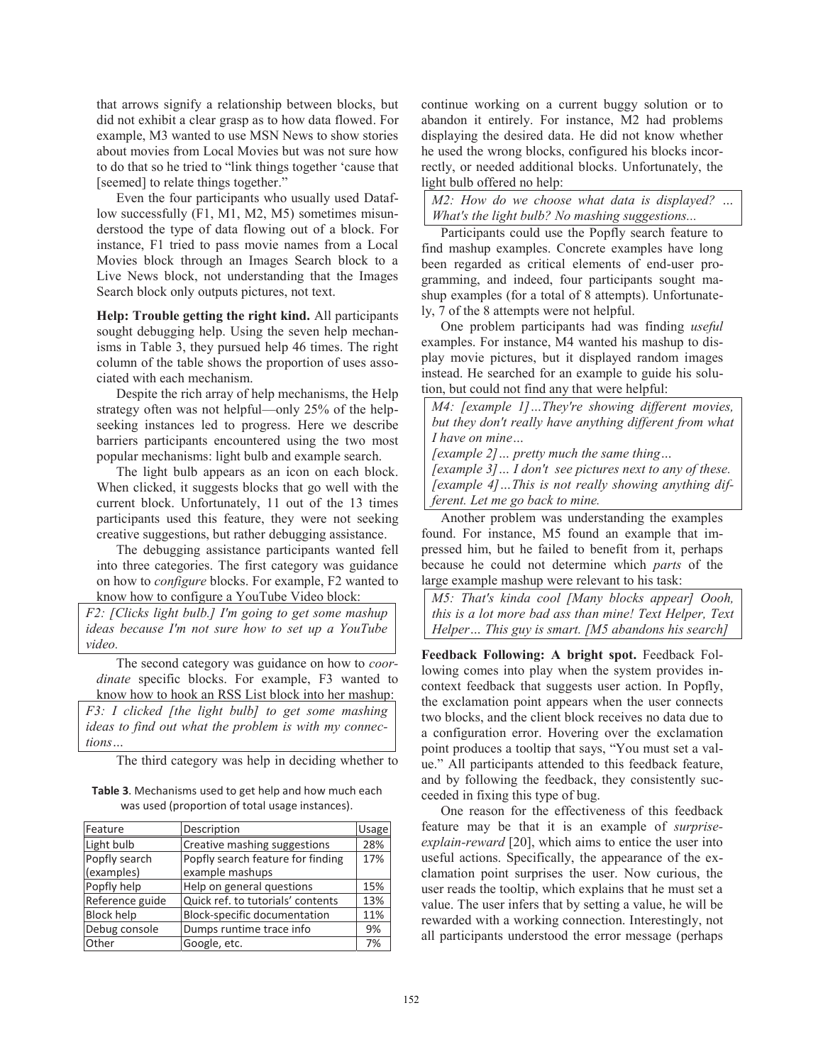that arrows signify a relationship between blocks, but did not exhibit a clear grasp as to how data flowed. For example, M3 wanted to use MSN News to show stories about movies from Local Movies but was not sure how to do that so he tried to "link things together 'cause that [seemed] to relate things together."

Even the four participants who usually used Dataflow successfully (F1, M1, M2, M5) sometimes misunderstood the type of data flowing out of a block. For instance, F1 tried to pass movie names from a Local Movies block through an Images Search block to a Live News block, not understanding that the Images Search block only outputs pictures, not text.

**Help: Trouble getting the right kind.** All participants sought debugging help. Using the seven help mechanisms in Table 3, they pursued help 46 times. The right column of the table shows the proportion of uses associated with each mechanism.

Despite the rich array of help mechanisms, the Help strategy often was not helpful—only 25% of the help-seeking instances led to progress. Here we describe barriers participants encountered using the two most popular mechanisms: light bulb and example search.

The light bulb appears as an icon on each block. When clicked, it suggests blocks that go well with the current block. Unfortunately, 11 out of the 13 times participants used this feature, they were not seeking creative suggestions, but rather debugging assistance.

The debugging assistance participants wanted fell into three categories. The first category was guidance on how to *configure* blocks. For example, F2 wanted to know how to configure a YouTube Video block:

> *F2: [Clicks light bulb.] I'm going to get some mashup ideas because I'm not sure how to set up a YouTube video.*

The second category was guidance on how to *coordinate* specific blocks. For example, F3 wanted to know how to hook an RSS List block into her mashup:

> *F3: I clicked [the light bulb] to get some mashing ideas to find out what the problem is with my connections…*

The third category was help in deciding whether to continue working on a current buggy solution or to abandon it entirely. For instance, M2 had problems displaying the desired data. He did not know whether he used the wrong blocks, configured his blocks incorrectly, or needed additional blocks. Unfortunately, the light bulb offered no help:

> *M2: How do we choose what data is displayed? … What's the light bulb? No mashing suggestions...*

Participants could use the Popfly search feature to find mashup examples. Concrete examples have long been regarded as critical elements of end-user programming, and indeed, four participants sought mashup examples (for a total of 8 attempts). Unfortunately, 7 of the 8 attempts were not helpful.

One problem participants had was finding *useful* examples. For instance, M4 wanted his mashup to display movie pictures, but it displayed random images instead. He searched for an example to guide his solution, but could not find any that were helpful:

> *M4: [example 1]…They're showing different movies, but they don't really have anything different from what I have on mine…*
> *[example 2]… pretty much the same thing…*
> *[example 3]… I don't see pictures next to any of these.*
> *[example 4]…This is not really showing anything different. Let me go back to mine.*

Another problem was understanding the examples found. For instance, M5 found an example that impressed him, but he failed to benefit from it, perhaps because he could not determine which *parts* of the large example mashup were relevant to his task:

> *M5: That's kinda cool [Many blocks appear] Oooh, this is a lot more bad ass than mine! Text Helper, Text Helper… This guy is smart. [M5 abandons his search]*

**Feedback Following: A bright spot.** Feedback Following comes into play when the system provides in-context feedback that suggests user action. In Popfly, the exclamation point appears when the user connects two blocks, and the client block receives no data due to a configuration error. Hovering over the exclamation point produces a tooltip that says, "You must set a value." All participants attended to this feedback feature, and by following the feedback, they consistently succeeded in fixing this type of bug.

One reason for the effectiveness of this feedback feature may be that it is an example of *surprise-explain-reward* [20], which aims to entice the user into useful actions. Specifically, the appearance of the exclamation point surprises the user. Now curious, the user reads the tooltip, which explains that he must set a value. The user infers that by setting a value, he will be rewarded with a working connection. Interestingly, not all participants understood the error message (perhaps

**Table 3**. Mechanisms used to get help and how much each was used (proportion of total usage instances).

| Feature | Description | Usage |
|---|---|---|
| Light bulb | Creative mashing suggestions | 28% |
| Popfly search (examples) | Popfly search feature for finding example mashups | 17% |
| Popfly help | Help on general questions | 15% |
| Reference guide | Quick ref. to tutorials' contents | 13% |
| Block help | Block-specific documentation | 11% |
| Debug console | Dumps runtime trace info | 9% |
| Other | Google, etc. | 7% |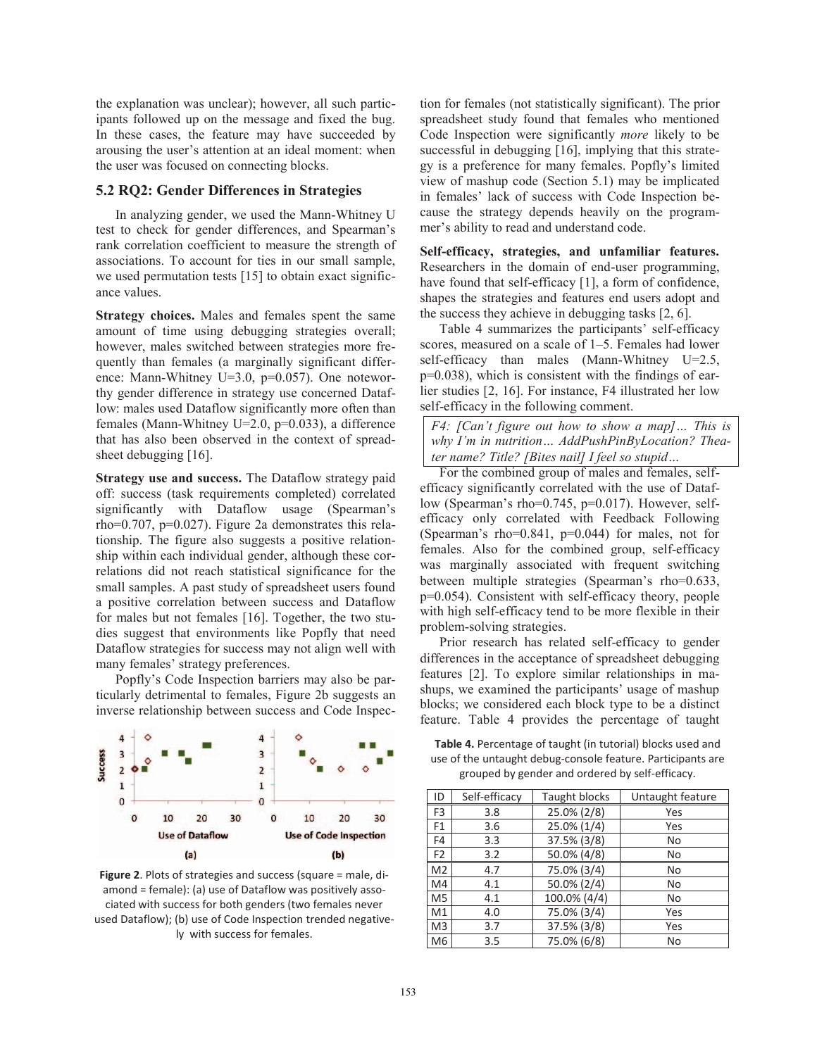the explanation was unclear); however, all such participants followed up on the message and fixed the bug. In these cases, the feature may have succeeded by arousing the user's attention at an ideal moment: when the user was focused on connecting blocks.

## 5.2 RQ2: Gender Differences in Strategies

In analyzing gender, we used the Mann-Whitney U test to check for gender differences, and Spearman's rank correlation coefficient to measure the strength of associations. To account for ties in our small sample, we used permutation tests [15] to obtain exact significance values.

**Strategy choices.** Males and females spent the same amount of time using debugging strategies overall; however, males switched between strategies more frequently than females (a marginally significant difference: Mann-Whitney U=3.0, p=0.057). One noteworthy gender difference in strategy use concerned Dataflow: males used Dataflow significantly more often than females (Mann-Whitney U=2.0, p=0.033), a difference that has also been observed in the context of spreadsheet debugging [16].

**Strategy use and success.** The Dataflow strategy paid off: success (task requirements completed) correlated significantly with Dataflow usage (Spearman's rho=0.707, p=0.027). Figure 2a demonstrates this relationship. The figure also suggests a positive relationship within each individual gender, although these correlations did not reach statistical significance for the small samples. A past study of spreadsheet users found a positive correlation between success and Dataflow for males but not females [16]. Together, the two studies suggest that environments like Popfly that need Dataflow strategies for success may not align well with many females' strategy preferences.

Popfly's Code Inspection barriers may also be particularly detrimental to females, Figure 2b suggests an inverse relationship between success and Code Inspection for females (not statistically significant). The prior spreadsheet study found that females who mentioned Code Inspection were significantly *more* likely to be successful in debugging [16], implying that this strategy is a preference for many females. Popfly's limited view of mashup code (Section 5.1) may be implicated in females' lack of success with Code Inspection because the strategy depends heavily on the programmer's ability to read and understand code.

**Figure 2**. Plots of strategies and success (square = male, diamond = female): (a) use of Dataflow was positively associated with success for both genders (two females never used Dataflow); (b) use of Code Inspection trended negatively with success for females.

**Self-efficacy, strategies, and unfamiliar features.** Researchers in the domain of end-user programming, have found that self-efficacy [1], a form of confidence, shapes the strategies and features end users adopt and the success they achieve in debugging tasks [2, 6].

Table 4 summarizes the participants' self-efficacy scores, measured on a scale of 1–5. Females had lower self-efficacy than males (Mann-Whitney U=2.5, p=0.038), which is consistent with the findings of earlier studies [2, 16]. For instance, F4 illustrated her low self-efficacy in the following comment.

> *F4: [Can't figure out how to show a map]… This is why I'm in nutrition… AddPushPinByLocation? Theater name? Title? [Bites nail] I feel so stupid…*

For the combined group of males and females, self-efficacy significantly correlated with the use of Dataflow (Spearman's rho=0.745, p=0.017). However, self-efficacy only correlated with Feedback Following (Spearman's rho=0.841, p=0.044) for males, not for females. Also for the combined group, self-efficacy was marginally associated with frequent switching between multiple strategies (Spearman's rho=0.633, p=0.054). Consistent with self-efficacy theory, people with high self-efficacy tend to be more flexible in their problem-solving strategies.

Prior research has related self-efficacy to gender differences in the acceptance of spreadsheet debugging features [2]. To explore similar relationships in mashups, we examined the participants' usage of mashup blocks; we considered each block type to be a distinct feature. Table 4 provides the percentage of taught

**Table 4.** Percentage of taught (in tutorial) blocks used and use of the untaught debug-console feature. Participants are grouped by gender and ordered by self-efficacy.

| ID | Self-efficacy | Taught blocks | Untaught feature |
|---|---|---|---|
| F3 | 3.8 | 25.0% (2/8) | Yes |
| F1 | 3.6 | 25.0% (1/4) | Yes |
| F4 | 3.3 | 37.5% (3/8) | No |
| F2 | 3.2 | 50.0% (4/8) | No |
| M2 | 4.7 | 75.0% (3/4) | No |
| M4 | 4.1 | 50.0% (2/4) | No |
| M5 | 4.1 | 100.0% (4/4) | No |
| M1 | 4.0 | 75.0% (3/4) | Yes |
| M3 | 3.7 | 37.5% (3/8) | Yes |
| M6 | 3.5 | 75.0% (6/8) | No |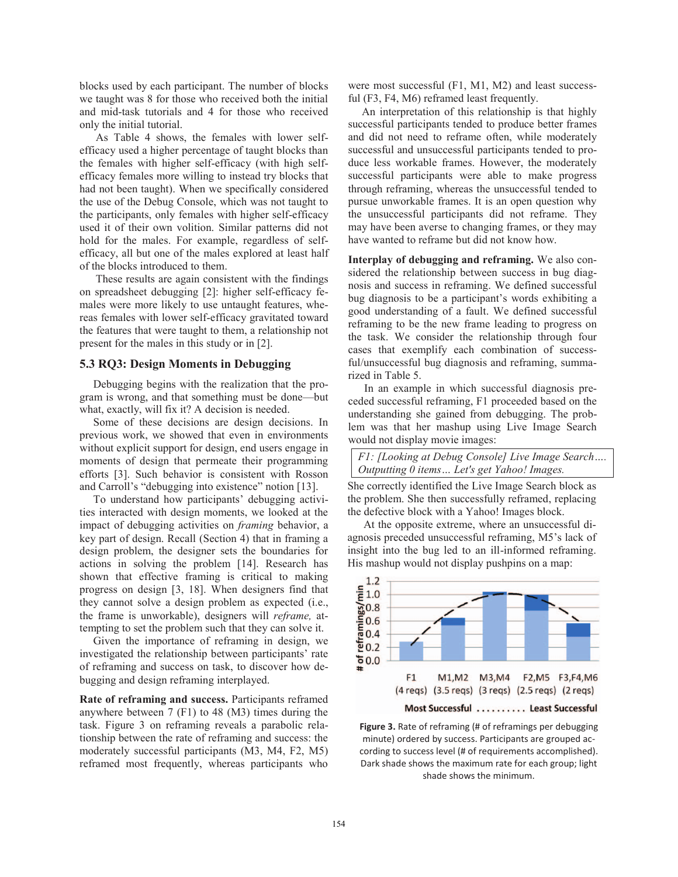blocks used by each participant. The number of blocks we taught was 8 for those who received both the initial and mid-task tutorials and 4 for those who received only the initial tutorial.

As Table 4 shows, the females with lower self-efficacy used a higher percentage of taught blocks than the females with higher self-efficacy (with high self-efficacy females more willing to instead try blocks that had not been taught). When we specifically considered the use of the Debug Console, which was not taught to the participants, only females with higher self-efficacy used it of their own volition. Similar patterns did not hold for the males. For example, regardless of self-efficacy, all but one of the males explored at least half of the blocks introduced to them.

These results are again consistent with the findings on spreadsheet debugging [2]: higher self-efficacy females were more likely to use untaught features, whereas females with lower self-efficacy gravitated toward the features that were taught to them, a relationship not present for the males in this study or in [2].

### 5.3 RQ3: Design Moments in Debugging

Debugging begins with the realization that the program is wrong, and that something must be done—but what, exactly, will fix it? A decision is needed.

Some of these decisions are design decisions. In previous work, we showed that even in environments without explicit support for design, end users engage in moments of design that permeate their programming efforts [3]. Such behavior is consistent with Rosson and Carroll's "debugging into existence" notion [13].

To understand how participants' debugging activities interacted with design moments, we looked at the impact of debugging activities on *framing* behavior, a key part of design. Recall (Section 4) that in framing a design problem, the designer sets the boundaries for actions in solving the problem [14]. Research has shown that effective framing is critical to making progress on design [3, 18]. When designers find that they cannot solve a design problem as expected (i.e., the frame is unworkable), designers will *reframe,* attempting to set the problem such that they can solve it.

Given the importance of reframing in design, we investigated the relationship between participants' rate of reframing and success on task, to discover how debugging and design reframing interplayed.

**Rate of reframing and success.** Participants reframed anywhere between 7 (F1) to 48 (M3) times during the task. Figure 3 on reframing reveals a parabolic relationship between the rate of reframing and success: the moderately successful participants (M3, M4, F2, M5) reframed most frequently, whereas participants who were most successful (F1, M1, M2) and least successful (F3, F4, M6) reframed least frequently.

An interpretation of this relationship is that highly successful participants tended to produce better frames and did not need to reframe often, while moderately successful and unsuccessful participants tended to produce less workable frames. However, the moderately successful participants were able to make progress through reframing, whereas the unsuccessful tended to pursue unworkable frames. It is an open question why the unsuccessful participants did not reframe. They may have been averse to changing frames, or they may have wanted to reframe but did not know how.

**Interplay of debugging and reframing.** We also considered the relationship between success in bug diagnosis and success in reframing. We defined successful bug diagnosis to be a participant's words exhibiting a good understanding of a fault. We defined successful reframing to be the new frame leading to progress on the task. We consider the relationship through four cases that exemplify each combination of successful/unsuccessful bug diagnosis and reframing, summarized in Table 5.

In an example in which successful diagnosis preceded successful reframing, F1 proceeded based on the understanding she gained from debugging. The problem was that her mashup using Live Image Search would not display movie images:

> *F1: [Looking at Debug Console] Live Image Search…. Outputting 0 items… Let's get Yahoo! Images.*

She correctly identified the Live Image Search block as the problem. She then successfully reframed, replacing the defective block with a Yahoo! Images block.

At the opposite extreme, where an unsuccessful diagnosis preceded unsuccessful reframing, M5's lack of insight into the bug led to an ill-informed reframing. His mashup would not display pushpins on a map:

**Figure 3.** Rate of reframing (# of reframings per debugging minute) ordered by success. Participants are grouped according to success level (# of requirements accomplished). Dark shade shows the maximum rate for each group; light shade shows the minimum.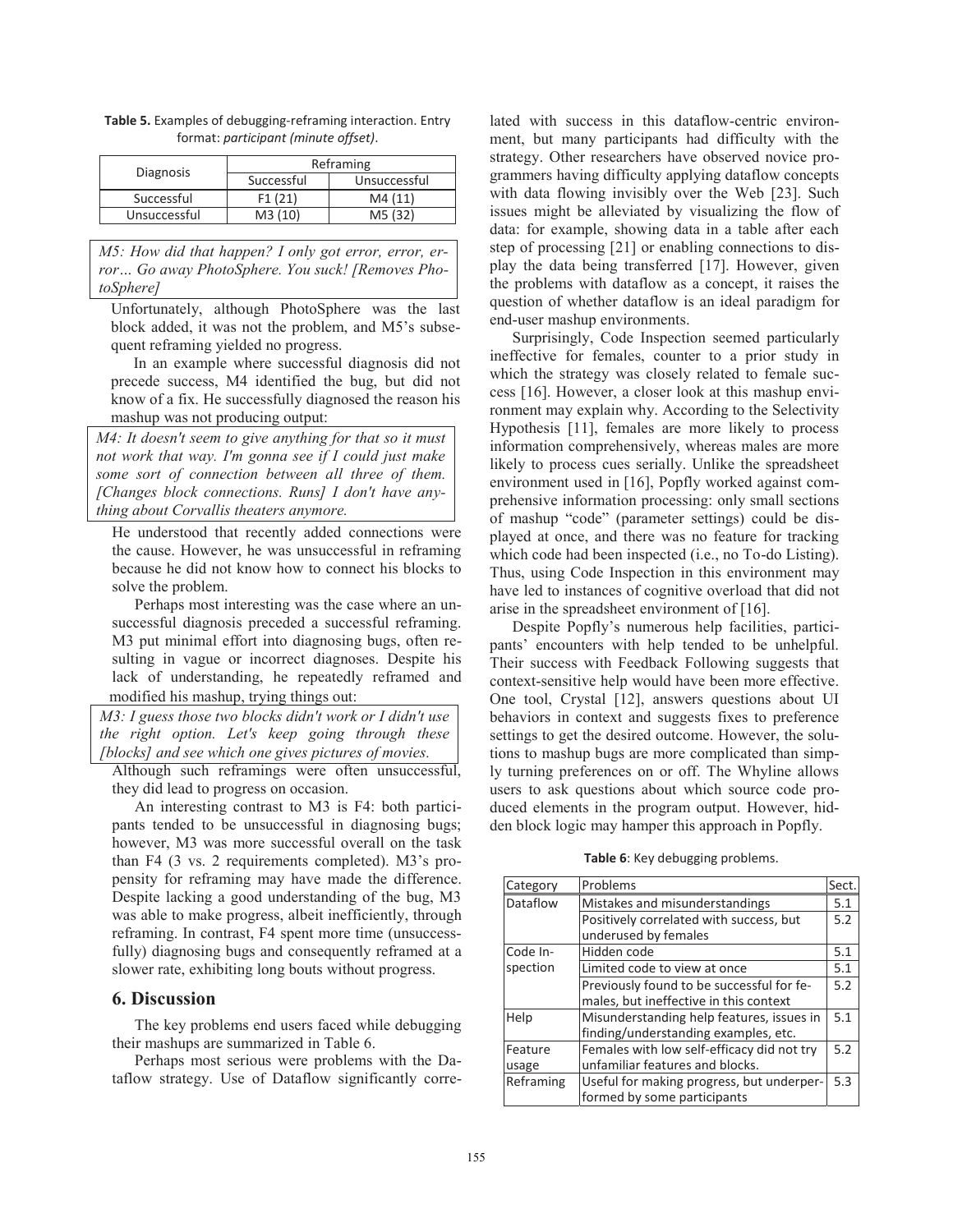**Table 5.** Examples of debugging-reframing interaction. Entry format: *participant (minute offset)*.

| Diagnosis | Reframing | |
|---|---|---|
| | Successful | Unsuccessful |
| Successful | F1 (21) | M4 (11) |
| Unsuccessful | M3 (10) | M5 (32) |

> *M5: How did that happen? I only got error, error, error… Go away PhotoSphere. You suck! [Removes PhotoSphere]*

Unfortunately, although PhotoSphere was the last block added, it was not the problem, and M5's subsequent reframing yielded no progress.

In an example where successful diagnosis did not precede success, M4 identified the bug, but did not know of a fix. He successfully diagnosed the reason his mashup was not producing output:

> *M4: It doesn't seem to give anything for that so it must not work that way. I'm gonna see if I could just make some sort of connection between all three of them. [Changes block connections. Runs] I don't have anything about Corvallis theaters anymore.*

He understood that recently added connections were the cause. However, he was unsuccessful in reframing because he did not know how to connect his blocks to solve the problem.

Perhaps most interesting was the case where an unsuccessful diagnosis preceded a successful reframing. M3 put minimal effort into diagnosing bugs, often resulting in vague or incorrect diagnoses. Despite his lack of understanding, he repeatedly reframed and modified his mashup, trying things out:

> *M3: I guess those two blocks didn't work or I didn't use the right option. Let's keep going through these [blocks] and see which one gives pictures of movies.*

Although such reframings were often unsuccessful, they did lead to progress on occasion.

An interesting contrast to M3 is F4: both participants tended to be unsuccessful in diagnosing bugs; however, M3 was more successful overall on the task than F4 (3 vs. 2 requirements completed). M3's propensity for reframing may have made the difference. Despite lacking a good understanding of the bug, M3 was able to make progress, albeit inefficiently, through reframing. In contrast, F4 spent more time (unsuccessfully) diagnosing bugs and consequently reframed at a slower rate, exhibiting long bouts without progress.

## 6. Discussion

The key problems end users faced while debugging their mashups are summarized in Table 6.

Perhaps most serious were problems with the Dataflow strategy. Use of Dataflow significantly correlated with success in this dataflow-centric environment, but many participants had difficulty with the strategy. Other researchers have observed novice programmers having difficulty applying dataflow concepts with data flowing invisibly over the Web [23]. Such issues might be alleviated by visualizing the flow of data: for example, showing data in a table after each step of processing [21] or enabling connections to display the data being transferred [17]. However, given the problems with dataflow as a concept, it raises the question of whether dataflow is an ideal paradigm for end-user mashup environments.

Surprisingly, Code Inspection seemed particularly ineffective for females, counter to a prior study in which the strategy was closely related to female success [16]. However, a closer look at this mashup environment may explain why. According to the Selectivity Hypothesis [11], females are more likely to process information comprehensively, whereas males are more likely to process cues serially. Unlike the spreadsheet environment used in [16], Popfly worked against comprehensive information processing: only small sections of mashup "code" (parameter settings) could be displayed at once, and there was no feature for tracking which code had been inspected (i.e., no To-do Listing). Thus, using Code Inspection in this environment may have led to instances of cognitive overload that did not arise in the spreadsheet environment of [16].

Despite Popfly's numerous help facilities, participants' encounters with help tended to be unhelpful. Their success with Feedback Following suggests that context-sensitive help would have been more effective. One tool, Crystal [12], answers questions about UI behaviors in context and suggests fixes to preference settings to get the desired outcome. However, the solutions to mashup bugs are more complicated than simply turning preferences on or off. The Whyline allows users to ask questions about which source code produced elements in the program output. However, hidden block logic may hamper this approach in Popfly.

**Table 6**: Key debugging problems.

| Category | Problems | Sect. |
|---|---|---|
| Dataflow | Mistakes and misunderstandings | 5.1 |
| | Positively correlated with success, but underused by females | 5.2 |
| Code Inspection | Hidden code | 5.1 |
| | Limited code to view at once | 5.1 |
| | Previously found to be successful for females, but ineffective in this context | 5.2 |
| Help | Misunderstanding help features, issues in finding/understanding examples, etc. | 5.1 |
| Feature usage | Females with low self-efficacy did not try unfamiliar features and blocks. | 5.2 |
| Reframing | Useful for making progress, but underperformed by some participants | 5.3 |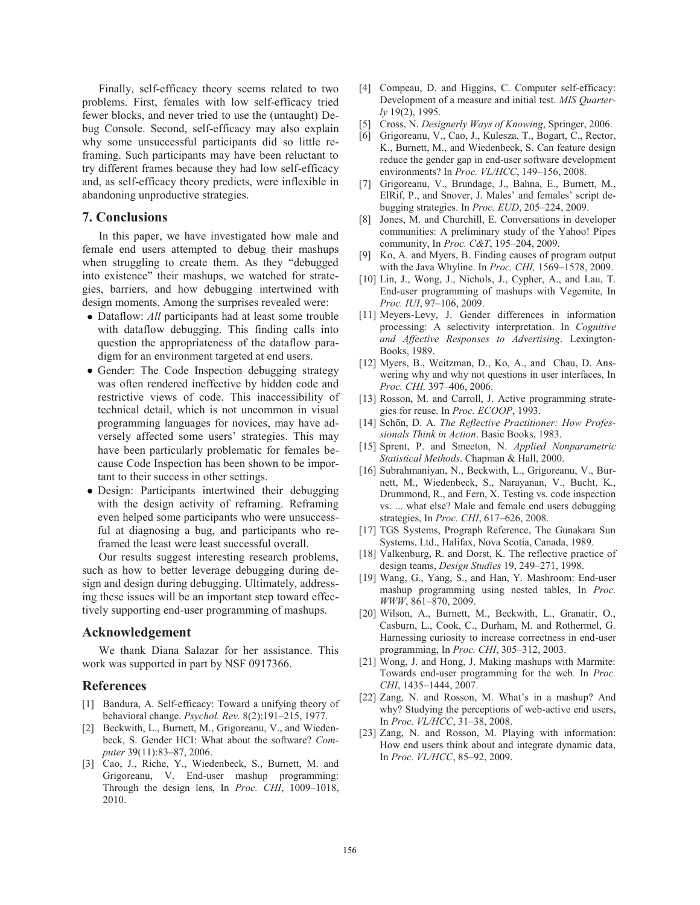Finally, self-efficacy theory seems related to two problems. First, females with low self-efficacy tried fewer blocks, and never tried to use the (untaught) Debug Console. Second, self-efficacy may also explain why some unsuccessful participants did so little reframing. Such participants may have been reluctant to try different frames because they had low self-efficacy and, as self-efficacy theory predicts, were inflexible in abandoning unproductive strategies.

## 7. Conclusions

In this paper, we have investigated how male and female end users attempted to debug their mashups when struggling to create them. As they "debugged into existence" their mashups, we watched for strategies, barriers, and how debugging intertwined with design moments. Among the surprises revealed were:

- Dataflow: *All* participants had at least some trouble with dataflow debugging. This finding calls into question the appropriateness of the dataflow paradigm for an environment targeted at end users.
- Gender: The Code Inspection debugging strategy was often rendered ineffective by hidden code and restrictive views of code. This inaccessibility of technical detail, which is not uncommon in visual programming languages for novices, may have adversely affected some users' strategies. This may have been particularly problematic for females because Code Inspection has been shown to be important to their success in other settings.
- Design: Participants intertwined their debugging with the design activity of reframing. Reframing even helped some participants who were unsuccessful at diagnosing a bug, and participants who reframed the least were least successful overall.

Our results suggest interesting research problems, such as how to better leverage debugging during design and design during debugging. Ultimately, addressing these issues will be an important step toward effectively supporting end-user programming of mashups.

## Acknowledgement

We thank Diana Salazar for her assistance. This work was supported in part by NSF 0917366.

## References

[1] Bandura, A. Self-efficacy: Toward a unifying theory of behavioral change. *Psychol. Rev.* 8(2):191–215, 1977.

[2] Beckwith, L., Burnett, M., Grigoreanu, V., and Wiedenbeck, S. Gender HCI: What about the software? *Computer* 39(11):83–87, 2006.

[3] Cao, J., Riche, Y., Wiedenbeck, S., Burnett, M. and Grigoreanu, V. End-user mashup programming: Through the design lens, In *Proc. CHI*, 1009–1018, 2010.

[4] Compeau, D. and Higgins, C. Computer self-efficacy: Development of a measure and initial test. *MIS Quarterly* 19(2), 1995.

[5] Cross, N. *Designerly Ways of Knowing*, Springer, 2006.

[6] Grigoreanu, V., Cao, J., Kulesza, T., Bogart, C., Rector, K., Burnett, M., and Wiedenbeck, S. Can feature design reduce the gender gap in end-user software development environments? In *Proc. VL/HCC*, 149–156, 2008.

[7] Grigoreanu, V., Brundage, J., Bahna, E., Burnett, M., ElRif, P., and Snover, J. Males' and females' script debugging strategies. In *Proc. EUD*, 205–224, 2009.

[8] Jones, M. and Churchill, E. Conversations in developer communities: A preliminary study of the Yahoo! Pipes community, In *Proc. C&T*, 195–204, 2009.

[9] Ko, A. and Myers, B. Finding causes of program output with the Java Whyline. In *Proc. CHI,* 1569–1578, 2009.

[10] Lin, J., Wong, J., Nichols, J., Cypher, A., and Lau, T. End-user programming of mashups with Vegemite, In *Proc. IUI*, 97–106, 2009.

[11] Meyers-Levy, J. Gender differences in information processing: A selectivity interpretation. In *Cognitive and Affective Responses to Advertising*. Lexington-Books, 1989.

[12] Myers, B., Weitzman, D., Ko, A., and Chau, D. Answering why and why not questions in user interfaces, In *Proc. CHI,* 397–406, 2006.

[13] Rosson, M. and Carroll, J. Active programming strategies for reuse. In *Proc. ECOOP*, 1993.

[14] Schön, D. A. *The Reflective Practitioner: How Professionals Think in Action*. Basic Books, 1983.

[15] Sprent, P. and Smeeton, N. *Applied Nonparametric Statistical Methods*. Chapman & Hall, 2000.

[16] Subrahmaniyan, N., Beckwith, L., Grigoreanu, V., Burnett, M., Wiedenbeck, S., Narayanan, V., Bucht, K., Drummond, R., and Fern, X. Testing vs. code inspection vs. ... what else? Male and female end users debugging strategies, In *Proc. CHI*, 617–626, 2008.

[17] TGS Systems, Prograph Reference, The Gunakara Sun Systems, Ltd., Halifax, Nova Scotia, Canada, 1989.

[18] Valkenburg, R. and Dorst, K. The reflective practice of design teams, *Design Studies* 19, 249–271, 1998.

[19] Wang, G., Yang, S., and Han, Y. Mashroom: End-user mashup programming using nested tables, In *Proc. WWW*, 861–870, 2009.

[20] Wilson, A., Burnett, M., Beckwith, L., Granatir, O., Casburn, L., Cook, C., Durham, M. and Rothermel, G. Harnessing curiosity to increase correctness in end-user programming, In *Proc. CHI*, 305–312, 2003.

[21] Wong, J. and Hong, J. Making mashups with Marmite: Towards end-user programming for the web. In *Proc. CHI*, 1435–1444, 2007.

[22] Zang, N. and Rosson, M. What's in a mashup? And why? Studying the perceptions of web-active end users, In *Proc. VL/HCC*, 31–38, 2008.

[23] Zang, N. and Rosson, M. Playing with information: How end users think about and integrate dynamic data, In *Proc. VL/HCC*, 85–92, 2009.